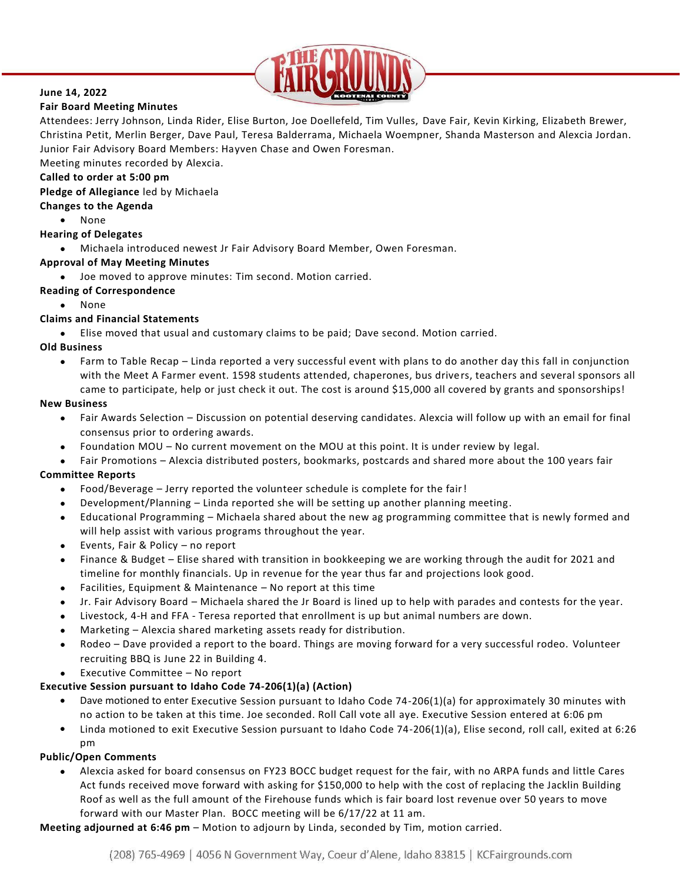**June 14, 2022**

**Fair Board Meeting Minutes**

Attendees: Jerry Johnson, Linda Rider, Elise Burton, Joe Doellefeld, Tim Vulles, Dave Fair, Kevin Kirking, Elizabeth Brewer, Christina Petit, Merlin Berger, Dave Paul, Teresa Balderrama, Michaela Woempner, Shanda Masterson and Alexcia Jordan. Junior Fair Advisory Board Members: Hayven Chase and Owen Foresman.

Meeting minutes recorded by Alexcia.

**Called to order at 5:00 pm**

**Pledge of Allegiance** led by Michaela

**Changes to the Agenda**

- None

**Hearing of Delegates**

- Michaela introduced newest Jr Fair Advisory Board Member, Owen Foresman.

**Approval of May Meeting Minutes**

- Joe moved to approve minutes: Tim second. Motion carried.

**Reading of Correspondence**

- None

**Claims and Financial Statements**

- Elise moved that usual and customary claims to be paid; Dave second. Motion carried.

**Old Business**

- Farm to Table Recap – Linda reported a very successful event with plans to do another day this fall in conjunction with the Meet A Farmer event. 1598 students attended, chaperones, bus drivers, teachers and several sponsors all came to participate, help or just check it out. The cost is around $15,000 all covered by grants and sponsorships!

**New Business**

- Fair Awards Selection – Discussion on potential deserving candidates. Alexcia will follow up with an email for final consensus prior to ordering awards.
- Foundation MOU – No current movement on the MOU at this point. It is under review by legal.
- Fair Promotions – Alexcia distributed posters, bookmarks, postcards and shared more about the 100 years fair

**Committee Reports**

- Food/Beverage – Jerry reported the volunteer schedule is complete for the fair!
- Development/Planning – Linda reported she will be setting up another planning meeting.
- Educational Programming – Michaela shared about the new ag programming committee that is newly formed and will help assist with various programs throughout the year.
- Events, Fair & Policy – no report
- Finance & Budget – Elise shared with transition in bookkeeping we are working through the audit for 2021 and timeline for monthly financials. Up in revenue for the year thus far and projections look good.
- Facilities, Equipment & Maintenance – No report at this time
- Jr. Fair Advisory Board – Michaela shared the Jr Board is lined up to help with parades and contests for the year.
- Livestock, 4-H and FFA - Teresa reported that enrollment is up but animal numbers are down.
- Marketing – Alexcia shared marketing assets ready for distribution.
- Rodeo – Dave provided a report to the board. Things are moving forward for a very successful rodeo. Volunteer recruiting BBQ is June 22 in Building 4.
- Executive Committee – No report

**Executive Session pursuant to Idaho Code 74-206(1)(a) (Action)**

- Dave motioned to enter Executive Session pursuant to Idaho Code 74-206(1)(a) for approximately 30 minutes with no action to be taken at this time. Joe seconded. Roll Call vote all aye. Executive Session entered at 6:06 pm
- Linda motioned to exit Executive Session pursuant to Idaho Code 74-206(1)(a), Elise second, roll call, exited at 6:26 pm

**Public/Open Comments**

- Alexcia asked for board consensus on FY23 BOCC budget request for the fair, with no ARPA funds and little Cares Act funds received move forward with asking for $150,000 to help with the cost of replacing the Jacklin Building Roof as well as the full amount of the Firehouse funds which is fair board lost revenue over 50 years to move forward with our Master Plan. BOCC meeting will be 6/17/22 at 11 am.

**Meeting adjourned at 6:46 pm** – Motion to adjourn by Linda, seconded by Tim, motion carried.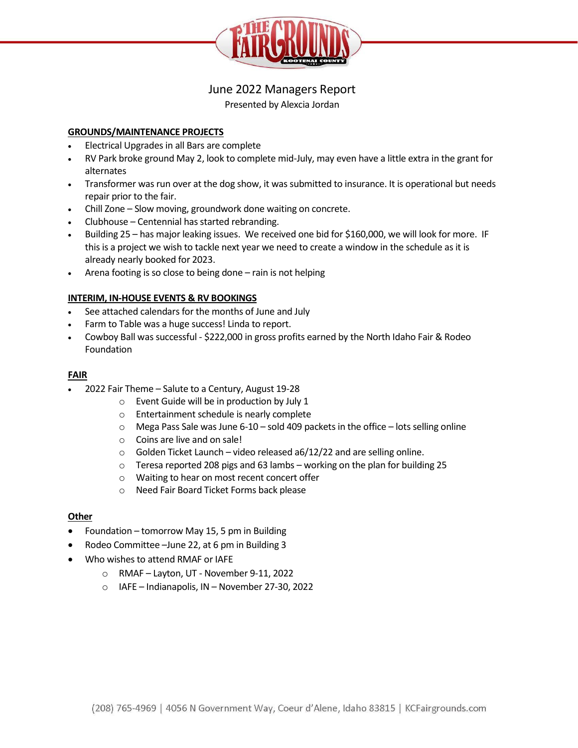# June 2022 Managers Report

Presented by Alexcia Jordan

## GROUNDS/MAINTENANCE PROJECTS

- Electrical Upgrades in all Bars are complete
- RV Park broke ground May 2, look to complete mid-July, may even have a little extra in the grant for alternates
- Transformer was run over at the dog show, it was submitted to insurance. It is operational but needs repair prior to the fair.
- Chill Zone – Slow moving, groundwork done waiting on concrete.
- Clubhouse – Centennial has started rebranding.
- Building 25 – has major leaking issues. We received one bid for $160,000, we will look for more. IF this is a project we wish to tackle next year we need to create a window in the schedule as it is already nearly booked for 2023.
- Arena footing is so close to being done – rain is not helping

## INTERIM, IN-HOUSE EVENTS & RV BOOKINGS

- See attached calendars for the months of June and July
- Farm to Table was a huge success! Linda to report.
- Cowboy Ball was successful - $222,000 in gross profits earned by the North Idaho Fair & Rodeo Foundation

## FAIR

- 2022 Fair Theme – Salute to a Century, August 19-28
  - Event Guide will be in production by July 1
  - Entertainment schedule is nearly complete
  - Mega Pass Sale was June 6-10 – sold 409 packets in the office – lots selling online
  - Coins are live and on sale!
  - Golden Ticket Launch – video released a6/12/22 and are selling online.
  - Teresa reported 208 pigs and 63 lambs – working on the plan for building 25
  - Waiting to hear on most recent concert offer
  - Need Fair Board Ticket Forms back please

## Other

- Foundation – tomorrow May 15, 5 pm in Building
- Rodeo Committee –June 22, at 6 pm in Building 3
- Who wishes to attend RMAF or IAFE
  - RMAF – Layton, UT - November 9-11, 2022
  - IAFE – Indianapolis, IN – November 27-30, 2022